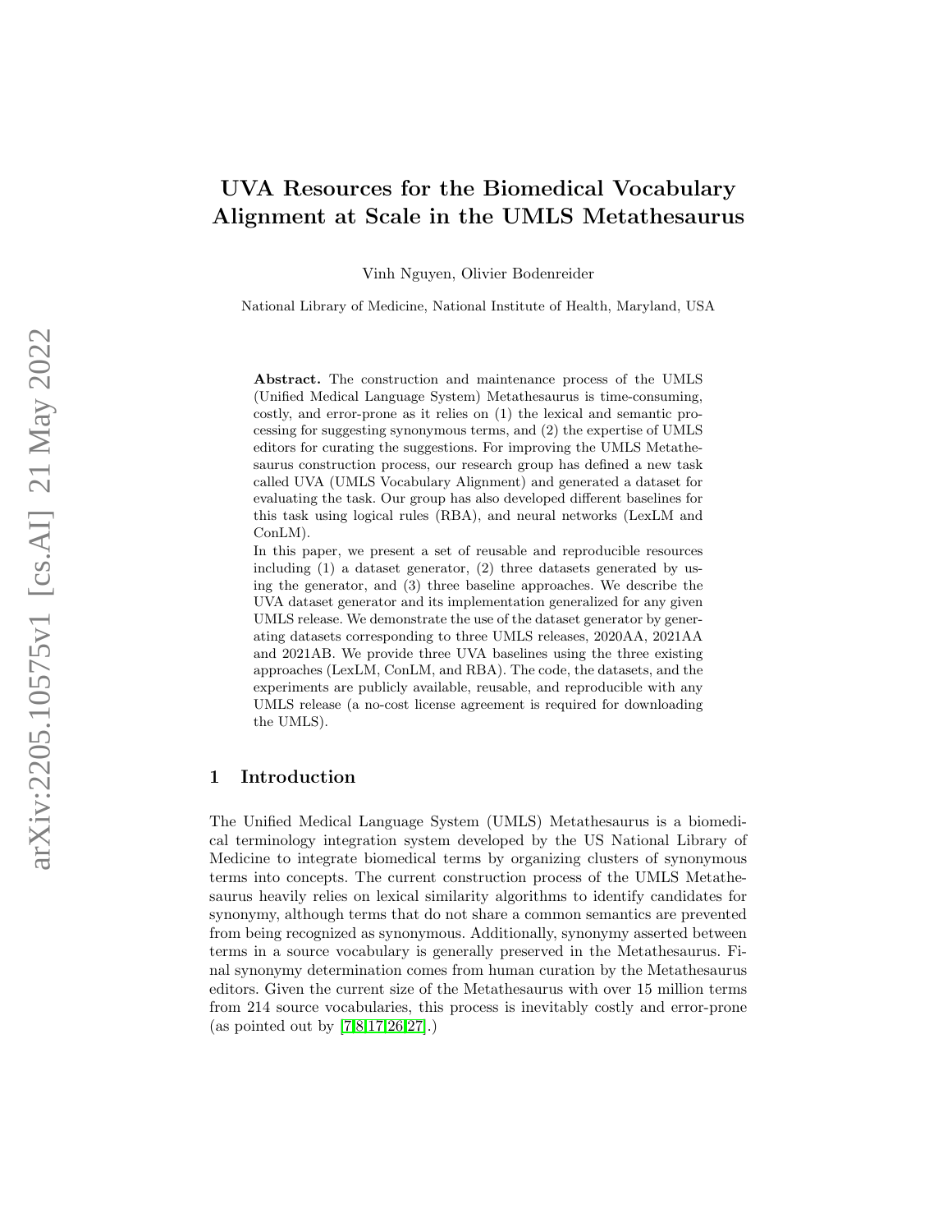# UVA Resources for the Biomedical Vocabulary Alignment at Scale in the UMLS Metathesaurus

Vinh Nguyen, Olivier Bodenreider

National Library of Medicine, National Institute of Health, Maryland, USA

**Abstract.** The construction and maintenance process of the UMLS (Unified Medical Language System) Metathesaurus is time-consuming, costly, and error-prone as it relies on (1) the lexical and semantic processing for suggesting synonymous terms, and (2) the expertise of UMLS editors for curating the suggestions. For improving the UMLS Metathesaurus construction process, our research group has defined a new task called UVA (UMLS Vocabulary Alignment) and generated a dataset for evaluating the task. Our group has also developed different baselines for this task using logical rules (RBA), and neural networks (LexLM and ConLM).

In this paper, we present a set of reusable and reproducible resources including (1) a dataset generator, (2) three datasets generated by using the generator, and (3) three baseline approaches. We describe the UVA dataset generator and its implementation generalized for any given UMLS release. We demonstrate the use of the dataset generator by generating datasets corresponding to three UMLS releases, 2020AA, 2021AA and 2021AB. We provide three UVA baselines using the three existing approaches (LexLM, ConLM, and RBA). The code, the datasets, and the experiments are publicly available, reusable, and reproducible with any UMLS release (a no-cost license agreement is required for downloading the UMLS).

## 1 Introduction

The Unified Medical Language System (UMLS) Metathesaurus is a biomedical terminology integration system developed by the US National Library of Medicine to integrate biomedical terms by organizing clusters of synonymous terms into concepts. The current construction process of the UMLS Metathesaurus heavily relies on lexical similarity algorithms to identify candidates for synonymy, although terms that do not share a common semantics are prevented from being recognized as synonymous. Additionally, synonymy asserted between terms in a source vocabulary is generally preserved in the Metathesaurus. Final synonymy determination comes from human curation by the Metathesaurus editors. Given the current size of the Metathesaurus with over 15 million terms from 214 source vocabularies, this process is inevitably costly and error-prone (as pointed out by [7,8,17,26,27].)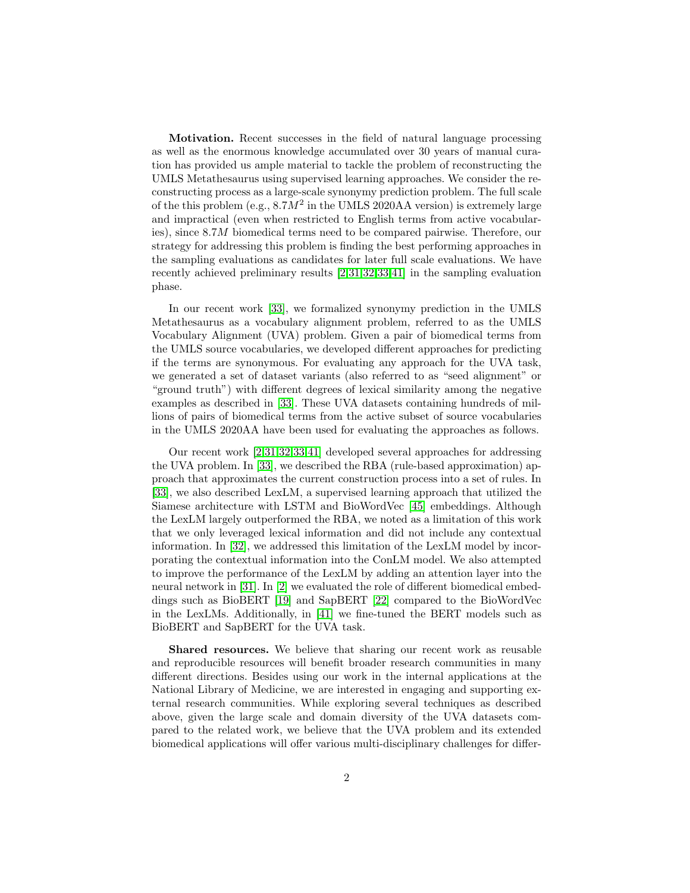**Motivation.** Recent successes in the field of natural language processing as well as the enormous knowledge accumulated over 30 years of manual curation has provided us ample material to tackle the problem of reconstructing the UMLS Metathesaurus using supervised learning approaches. We consider the reconstructing process as a large-scale synonymy prediction problem. The full scale of the this problem (e.g., $8.7M^2$ in the UMLS 2020AA version) is extremely large and impractical (even when restricted to English terms from active vocabularies), since $8.7M$ biomedical terms need to be compared pairwise. Therefore, our strategy for addressing this problem is finding the best performing approaches in the sampling evaluations as candidates for later full scale evaluations. We have recently achieved preliminary results [2,31,32,33,41] in the sampling evaluation phase.

In our recent work [33], we formalized synonymy prediction in the UMLS Metathesaurus as a vocabulary alignment problem, referred to as the UMLS Vocabulary Alignment (UVA) problem. Given a pair of biomedical terms from the UMLS source vocabularies, we developed different approaches for predicting if the terms are synonymous. For evaluating any approach for the UVA task, we generated a set of dataset variants (also referred to as "seed alignment" or "ground truth") with different degrees of lexical similarity among the negative examples as described in [33]. These UVA datasets containing hundreds of millions of pairs of biomedical terms from the active subset of source vocabularies in the UMLS 2020AA have been used for evaluating the approaches as follows.

Our recent work [2,31,32,33,41] developed several approaches for addressing the UVA problem. In [33], we described the RBA (rule-based approximation) approach that approximates the current construction process into a set of rules. In [33], we also described LexLM, a supervised learning approach that utilized the Siamese architecture with LSTM and BioWordVec [45] embeddings. Although the LexLM largely outperformed the RBA, we noted as a limitation of this work that we only leveraged lexical information and did not include any contextual information. In [32], we addressed this limitation of the LexLM model by incorporating the contextual information into the ConLM model. We also attempted to improve the performance of the LexLM by adding an attention layer into the neural network in [31]. In [2] we evaluated the role of different biomedical embeddings such as BioBERT [19] and SapBERT [22] compared to the BioWordVec in the LexLMs. Additionally, in [41] we fine-tuned the BERT models such as BioBERT and SapBERT for the UVA task.

**Shared resources.** We believe that sharing our recent work as reusable and reproducible resources will benefit broader research communities in many different directions. Besides using our work in the internal applications at the National Library of Medicine, we are interested in engaging and supporting external research communities. While exploring several techniques as described above, given the large scale and domain diversity of the UVA datasets compared to the related work, we believe that the UVA problem and its extended biomedical applications will offer various multi-disciplinary challenges for differ-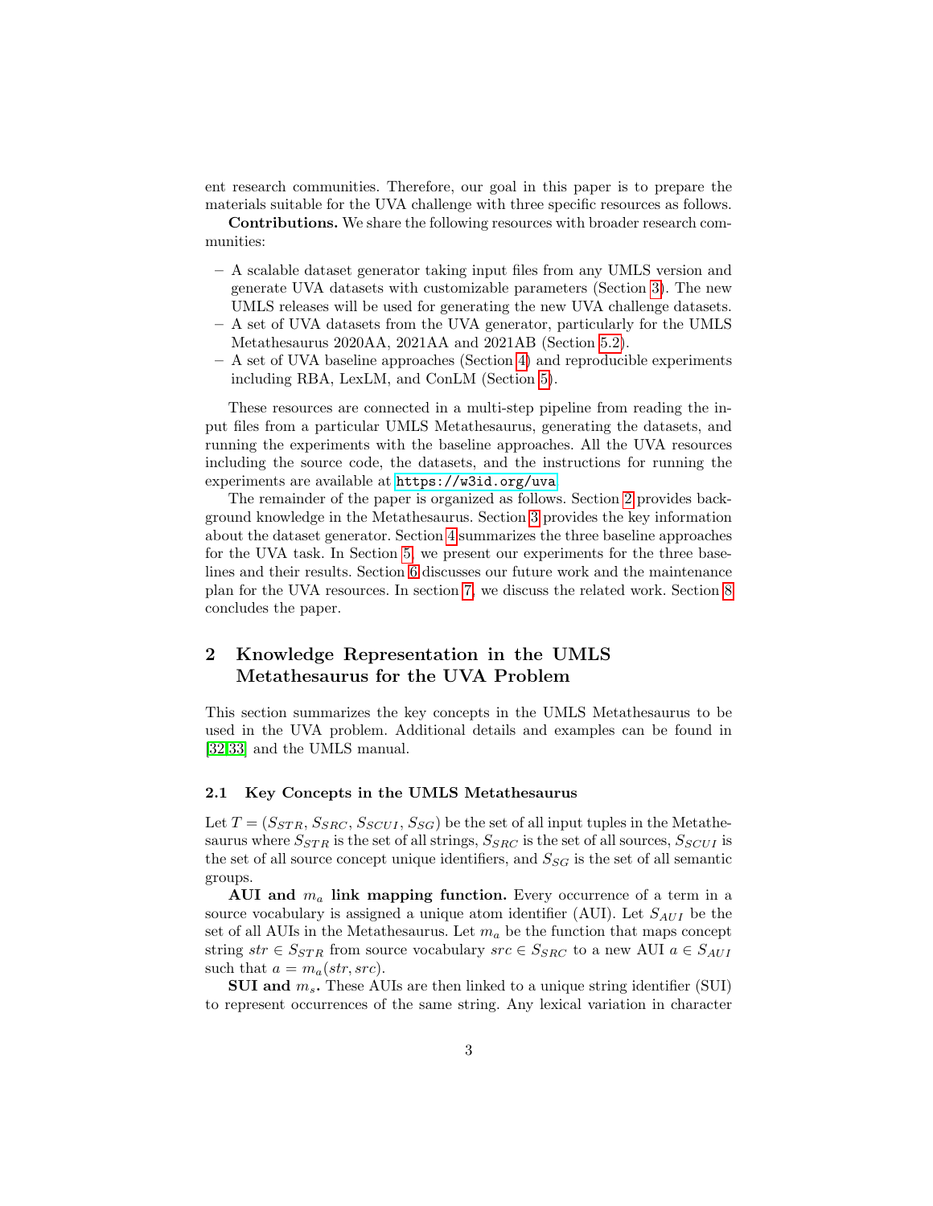ent research communities. Therefore, our goal in this paper is to prepare the materials suitable for the UVA challenge with three specific resources as follows.

**Contributions.** We share the following resources with broader research communities:

- A scalable dataset generator taking input files from any UMLS version and generate UVA datasets with customizable parameters (Section 3). The new UMLS releases will be used for generating the new UVA challenge datasets.
- A set of UVA datasets from the UVA generator, particularly for the UMLS Metathesaurus 2020AA, 2021AA and 2021AB (Section 5.2).
- A set of UVA baseline approaches (Section 4) and reproducible experiments including RBA, LexLM, and ConLM (Section 5).

These resources are connected in a multi-step pipeline from reading the input files from a particular UMLS Metathesaurus, generating the datasets, and running the experiments with the baseline approaches. All the UVA resources including the source code, the datasets, and the instructions for running the experiments are available at https://w3id.org/uva.

The remainder of the paper is organized as follows. Section 2 provides background knowledge in the Metathesaurus. Section 3 provides the key information about the dataset generator. Section 4 summarizes the three baseline approaches for the UVA task. In Section 5, we present our experiments for the three baselines and their results. Section 6 discusses our future work and the maintenance plan for the UVA resources. In section 7, we discuss the related work. Section 8 concludes the paper.

## 2 Knowledge Representation in the UMLS Metathesaurus for the UVA Problem

This section summarizes the key concepts in the UMLS Metathesaurus to be used in the UVA problem. Additional details and examples can be found in [32,33] and the UMLS manual.

### 2.1 Key Concepts in the UMLS Metathesaurus

Let $T = (S_{STR}, S_{SRC}, S_{SCUI}, S_{SG})$ be the set of all input tuples in the Metathesaurus where $S_{STR}$ is the set of all strings, $S_{SRC}$ is the set of all sources, $S_{SCUI}$ is the set of all source concept unique identifiers, and $S_{SG}$ is the set of all semantic groups.

**AUI and $m_a$ link mapping function.** Every occurrence of a term in a source vocabulary is assigned a unique atom identifier (AUI). Let $S_{AUI}$ be the set of all AUIs in the Metathesaurus. Let $m_a$ be the function that maps concept string $str \in S_{STR}$ from source vocabulary $src \in S_{SRC}$ to a new AUI $a \in S_{AUI}$ such that $a = m_a(str, src)$.

**SUI and $m_s$.** These AUIs are then linked to a unique string identifier (SUI) to represent occurrences of the same string. Any lexical variation in character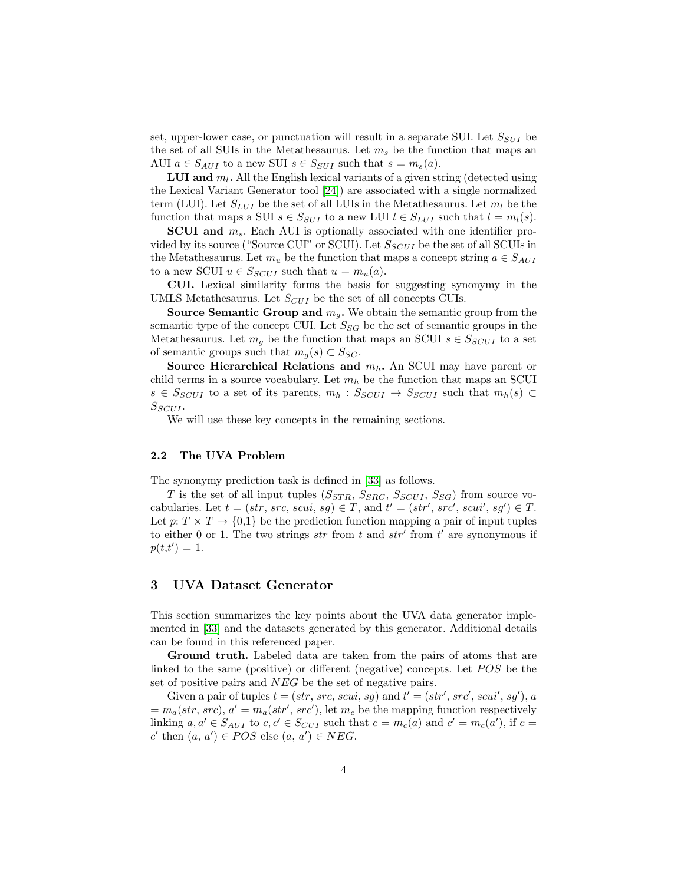set, upper-lower case, or punctuation will result in a separate SUI. Let $S_{SUI}$ be the set of all SUIs in the Metathesaurus. Let $m_s$ be the function that maps an AUI $a \in S_{AUI}$ to a new SUI $s \in S_{SUI}$ such that $s = m_s(a)$.

**LUI and $m_l$.** All the English lexical variants of a given string (detected using the Lexical Variant Generator tool [24]) are associated with a single normalized term (LUI). Let $S_{LUI}$ be the set of all LUIs in the Metathesaurus. Let $m_l$ be the function that maps a SUI $s \in S_{SUI}$ to a new LUI $l \in S_{LUI}$ such that $l = m_l(s)$.

**SCUI and $m_s$.** Each AUI is optionally associated with one identifier provided by its source ("Source CUI" or SCUI). Let $S_{SCUI}$ be the set of all SCUIs in the Metathesaurus. Let $m_u$ be the function that maps a concept string $a \in S_{AUI}$ to a new SCUI $u \in S_{SCUI}$ such that $u = m_u(a)$.

**CUI.** Lexical similarity forms the basis for suggesting synonymy in the UMLS Metathesaurus. Let $S_{CUI}$ be the set of all concepts CUIs.

**Source Semantic Group and $m_g$.** We obtain the semantic group from the semantic type of the concept CUI. Let $S_{SG}$ be the set of semantic groups in the Metathesaurus. Let $m_g$ be the function that maps an SCUI $s \in S_{SCUI}$ to a set of semantic groups such that $m_g(s) \subset S_{SG}$.

**Source Hierarchical Relations and $m_h$.** An SCUI may have parent or child terms in a source vocabulary. Let $m_h$ be the function that maps an SCUI $s \in S_{SCUI}$ to a set of its parents, $m_h : S_{SCUI} \rightarrow S_{SCUI}$ such that $m_h(s) \subset S_{SCUI}$.

We will use these key concepts in the remaining sections.

### 2.2 The UVA Problem

The synonymy prediction task is defined in [33] as follows.

$T$ is the set of all input tuples ($S_{STR}$, $S_{SRC}$, $S_{SCUI}$, $S_{SG}$) from source vocabularies. Let $t$ = ($str$, $src$, $scui$, $sg$) $\in T$, and $t'$ = ($str'$, $src'$, $scui'$, $sg'$) $\in T$. Let $p$: $T \times T \rightarrow \{0,1\}$ be the prediction function mapping a pair of input tuples to either 0 or 1. The two strings $str$ from $t$ and $str'$ from $t'$ are synonymous if $p(t,t') = 1$.

## 3 UVA Dataset Generator

This section summarizes the key points about the UVA data generator implemented in [33] and the datasets generated by this generator. Additional details can be found in this referenced paper.

**Ground truth.** Labeled data are taken from the pairs of atoms that are linked to the same (positive) or different (negative) concepts. Let $POS$ be the set of positive pairs and $NEG$ be the set of negative pairs.

Given a pair of tuples $t$ = ($str$, $src$, $scui$, $sg$) and $t'$ = ($str'$, $src'$, $scui'$, $sg'$), $a = m_a(str, src)$, $a' = m_a(str', src')$, let $m_c$ be the mapping function respectively linking $a, a' \in S_{AUI}$ to $c, c' \in S_{CUI}$ such that $c = m_c(a)$ and $c' = m_c(a')$, if $c = c'$ then $(a, a') \in POS$ else $(a, a') \in NEG$.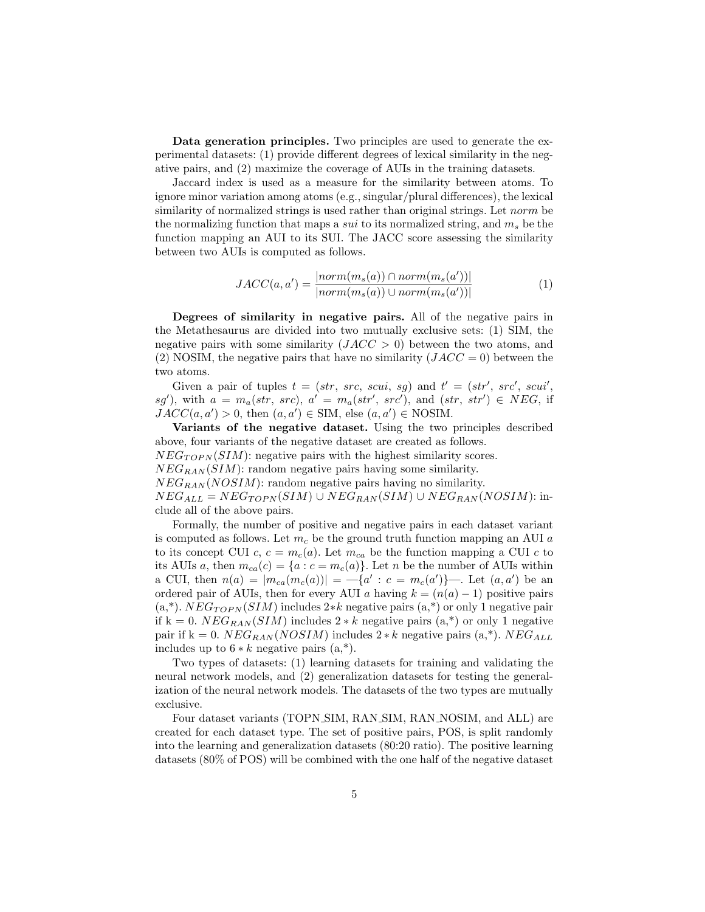**Data generation principles.** Two principles are used to generate the experimental datasets: (1) provide different degrees of lexical similarity in the negative pairs, and (2) maximize the coverage of AUIs in the training datasets.

Jaccard index is used as a measure for the similarity between atoms. To ignore minor variation among atoms (e.g., singular/plural differences), the lexical similarity of normalized strings is used rather than original strings. Let *norm* be the normalizing function that maps a *sui* to its normalized string, and $m_s$ be the function mapping an AUI to its SUI. The JACC score assessing the similarity between two AUIs is computed as follows.

$$JACC(a, a') = \frac{|norm(m_s(a)) \cap norm(m_s(a'))|}{|norm(m_s(a)) \cup norm(m_s(a'))|} \tag{1}$$

**Degrees of similarity in negative pairs.** All of the negative pairs in the Metathesaurus are divided into two mutually exclusive sets: (1) SIM, the negative pairs with some similarity ($JACC > 0$) between the two atoms, and (2) NOSIM, the negative pairs that have no similarity ($JACC = 0$) between the two atoms.

Given a pair of tuples $t = (str,\ src,\ scui,\ sg)$ and $t' = (str',\ src',\ scui',\ sg')$, with $a = m_a(str,\ src)$, $a' = m_a(str',\ src')$, and $(str,\ str') \in NEG$, if $JACC(a, a') > 0$, then $(a, a') \in$ SIM, else $(a, a') \in$ NOSIM.

**Variants of the negative dataset.** Using the two principles described above, four variants of the negative dataset are created as follows.

$NEG_{TOPN}(SIM)$: negative pairs with the highest similarity scores.

$NEG_{RAN}(SIM)$: random negative pairs having some similarity.

$NEG_{RAN}(NOSIM)$: random negative pairs having no similarity.

$NEG_{ALL} = NEG_{TOPN}(SIM) \cup NEG_{RAN}(SIM) \cup NEG_{RAN}(NOSIM)$: include all of the above pairs.

Formally, the number of positive and negative pairs in each dataset variant is computed as follows. Let $m_c$ be the ground truth function mapping an AUI $a$ to its concept CUI $c$, $c = m_c(a)$. Let $m_{ca}$ be the function mapping a CUI $c$ to its AUIs $a$, then $m_{ca}(c) = \{a : c = m_c(a)\}$. Let $n$ be the number of AUIs within a CUI, then $n(a) = |m_{ca}(m_c(a))| =$ —$\{a' : c = m_c(a')\}$—. Let $(a, a')$ be an ordered pair of AUIs, then for every AUI $a$ having $k = (n(a) - 1)$ positive pairs (a,*). $NEG_{TOPN}(SIM)$ includes $2*k$ negative pairs (a,*) or only 1 negative pair if k = 0. $NEG_{RAN}(SIM)$ includes $2*k$ negative pairs (a,*) or only 1 negative pair if k = 0. $NEG_{RAN}(NOSIM)$ includes $2*k$ negative pairs (a,*). $NEG_{ALL}$ includes up to $6*k$ negative pairs (a,*).

Two types of datasets: (1) learning datasets for training and validating the neural network models, and (2) generalization datasets for testing the generalization of the neural network models. The datasets of the two types are mutually exclusive.

Four dataset variants (TOPN_SIM, RAN_SIM, RAN_NOSIM, and ALL) are created for each dataset type. The set of positive pairs, POS, is split randomly into the learning and generalization datasets (80:20 ratio). The positive learning datasets (80% of POS) will be combined with the one half of the negative dataset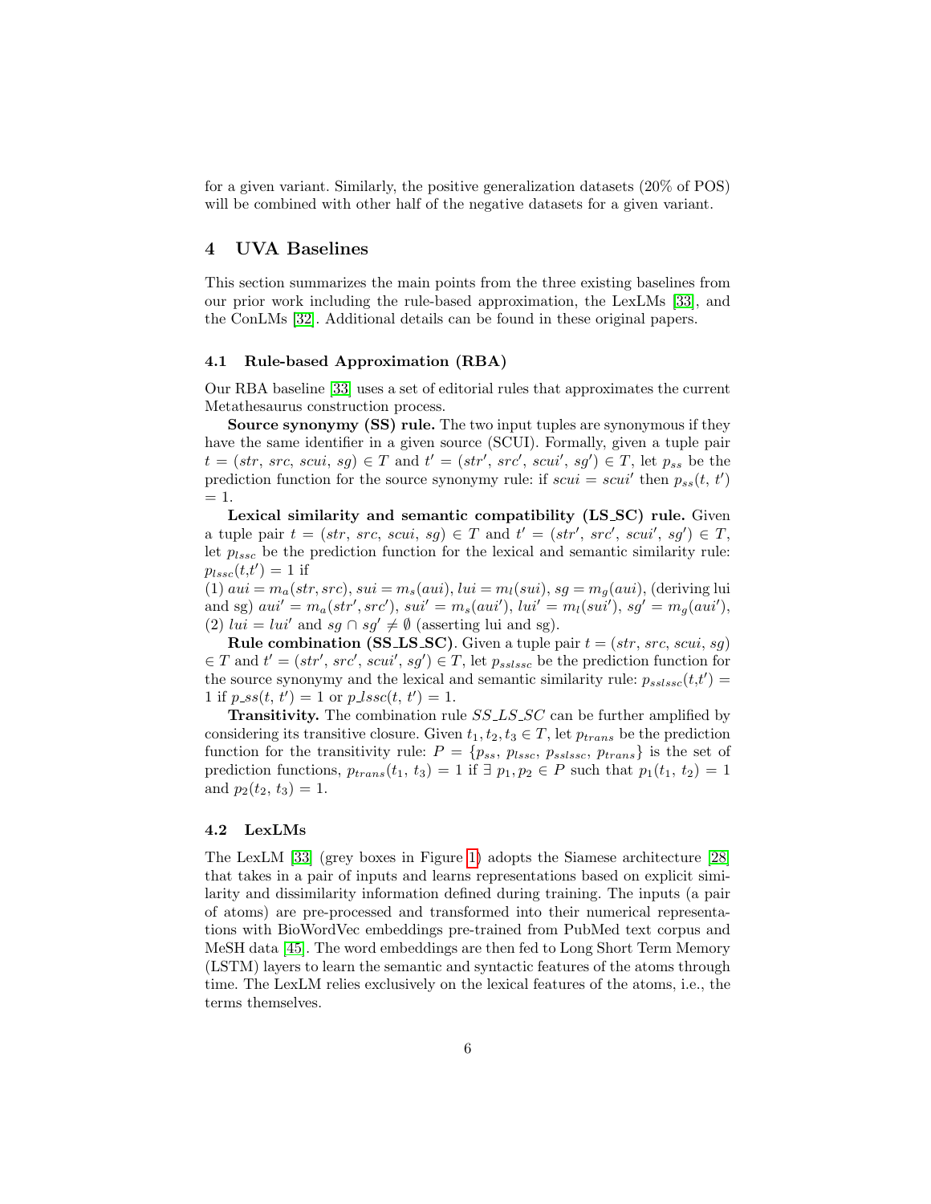for a given variant. Similarly, the positive generalization datasets (20% of POS) will be combined with other half of the negative datasets for a given variant.

## 4 UVA Baselines

This section summarizes the main points from the three existing baselines from our prior work including the rule-based approximation, the LexLMs [33], and the ConLMs [32]. Additional details can be found in these original papers.

### 4.1 Rule-based Approximation (RBA)

Our RBA baseline [33] uses a set of editorial rules that approximates the current Metathesaurus construction process.

**Source synonymy (SS) rule.** The two input tuples are synonymous if they have the same identifier in a given source (SCUI). Formally, given a tuple pair $t = (str,\ src,\ scui,\ sg) \in T$ and $t' = (str',\ src',\ scui',\ sg') \in T$, let $p_{ss}$ be the prediction function for the source synonymy rule: if $scui = scui'$ then $p_{ss}(t,\ t') = 1$.

**Lexical similarity and semantic compatibility (LS_SC) rule.** Given a tuple pair $t = (str,\ src,\ scui,\ sg) \in T$ and $t' = (str',\ src',\ scui',\ sg') \in T$, let $p_{lssc}$ be the prediction function for the lexical and semantic similarity rule: $p_{lssc}(t,t') = 1$ if
(1) $aui = m_a(str, src)$, $sui = m_s(aui)$, $lui = m_l(sui)$, $sg = m_g(aui)$, (deriving lui and sg) $aui' = m_a(str', src')$, $sui' = m_s(aui')$, $lui' = m_l(sui')$, $sg' = m_g(aui')$,
(2) $lui = lui'$ and $sg \cap sg' \neq \emptyset$ (asserting lui and sg).

**Rule combination (SS_LS_SC).** Given a tuple pair $t = (str,\ src,\ scui,\ sg) \in T$ and $t' = (str',\ src',\ scui',\ sg') \in T$, let $p_{sslssc}$ be the prediction function for the source synonymy and the lexical and semantic similarity rule: $p_{sslssc}(t,t') = 1$ if $p\_ss(t,\ t') = 1$ or $p\_lssc(t,\ t') = 1$.

**Transitivity.** The combination rule *SS_LS_SC* can be further amplified by considering its transitive closure. Given $t_1, t_2, t_3 \in T$, let $p_{trans}$ be the prediction function for the transitivity rule: $P = \{p_{ss},\ p_{lssc},\ p_{sslssc},\ p_{trans}\}$ is the set of prediction functions, $p_{trans}(t_1,\ t_3) = 1$ if $\exists\ p_1, p_2 \in P$ such that $p_1(t_1,\ t_2) = 1$ and $p_2(t_2,\ t_3) = 1$.

### 4.2 LexLMs

The LexLM [33] (grey boxes in Figure 1) adopts the Siamese architecture [28] that takes in a pair of inputs and learns representations based on explicit similarity and dissimilarity information defined during training. The inputs (a pair of atoms) are pre-processed and transformed into their numerical representations with BioWordVec embeddings pre-trained from PubMed text corpus and MeSH data [45]. The word embeddings are then fed to Long Short Term Memory (LSTM) layers to learn the semantic and syntactic features of the atoms through time. The LexLM relies exclusively on the lexical features of the atoms, i.e., the terms themselves.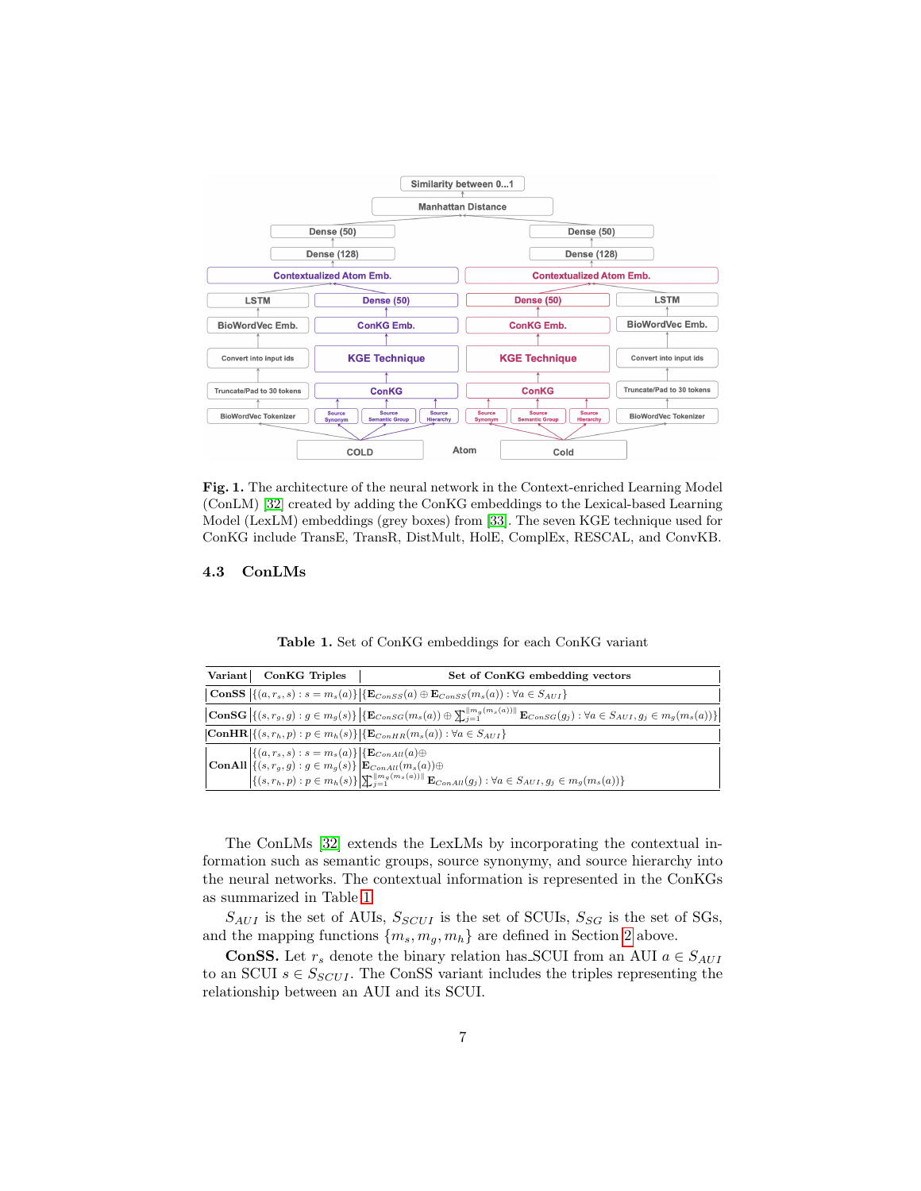Fig. 1. The architecture of the neural network in the Context-enriched Learning Model (ConLM) [32] created by adding the ConKG embeddings to the Lexical-based Learning Model (LexLM) embeddings (grey boxes) from [33]. The seven KGE technique used for ConKG include TransE, TransR, DistMult, HolE, ComplEx, RESCAL, and ConvKB.

### 4.3 ConLMs

Table 1. Set of ConKG embeddings for each ConKG variant

| Variant | ConKG Triples | Set of ConKG embedding vectors |
|---|---|---|
| **ConSS** | $\{(a, r_s, s) : s = m_s(a)\}$ | $\{\mathbf{E}_{ConSS}(a) \oplus \mathbf{E}_{ConSS}(m_s(a)) : \forall a \in S_{AUI}\}$ |
| **ConSG** | $\{(s, r_g, g) : g \in m_g(s)\}$ | $\{\mathbf{E}_{ConSG}(m_s(a)) \oplus \sum_{j=1}^{\lVert m_g(m_s(a)) \rVert} \mathbf{E}_{ConSG}(g_j) : \forall a \in S_{AUI}, g_j \in m_g(m_s(a))\}$ |
| **ConHR** | $\{(s, r_h, p) : p \in m_h(s)\}$ | $\{\mathbf{E}_{ConHR}(m_s(a)) : \forall a \in S_{AUI}\}$ |
| **ConAll** | $\{(a, r_s, s) : s = m_s(a)\}$ $\{(s, r_g, g) : g \in m_g(s)\}$ $\{(s, r_h, p) : p \in m_h(s)\}$ | $\{\mathbf{E}_{ConAll}(a) \oplus$ $\mathbf{E}_{ConAll}(m_s(a)) \oplus$ $\sum_{j=1}^{\lVert m_g(m_s(a)) \rVert} \mathbf{E}_{ConAll}(g_j) : \forall a \in S_{AUI}, g_j \in m_g(m_s(a))\}$ |

The ConLMs [32] extends the LexLMs by incorporating the contextual information such as semantic groups, source synonymy, and source hierarchy into the neural networks. The contextual information is represented in the ConKGs as summarized in Table 1.

$S_{AUI}$ is the set of AUIs, $S_{SCUI}$ is the set of SCUIs, $S_{SG}$ is the set of SGs, and the mapping functions $\{m_s, m_g, m_h\}$ are defined in Section 2 above.

**ConSS.** Let $r_s$ denote the binary relation has_SCUI from an AUI $a \in S_{AUI}$ to an SCUI $s \in S_{SCUI}$. The ConSS variant includes the triples representing the relationship between an AUI and its SCUI.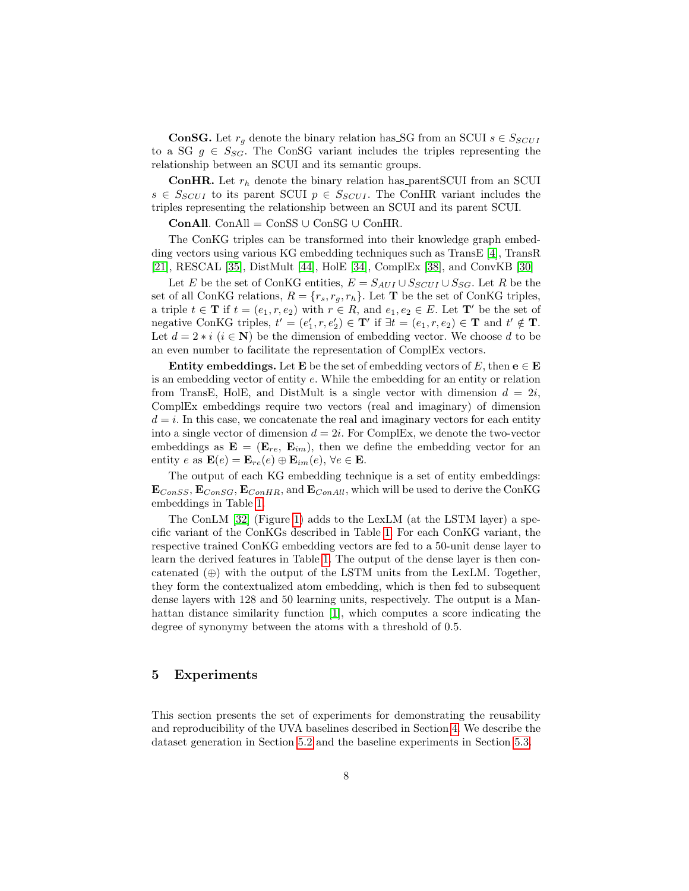**ConSG.** Let $r_g$ denote the binary relation has_SG from an SCUI $s \in S_{SCUI}$ to a SG $g \in S_{SG}$. The ConSG variant includes the triples representing the relationship between an SCUI and its semantic groups.

**ConHR.** Let $r_h$ denote the binary relation has_parentSCUI from an SCUI $s \in S_{SCUI}$ to its parent SCUI $p \in S_{SCUI}$. The ConHR variant includes the triples representing the relationship between an SCUI and its parent SCUI.

**ConAll**. ConAll = ConSS ∪ ConSG ∪ ConHR.

The ConKG triples can be transformed into their knowledge graph embedding vectors using various KG embedding techniques such as TransE [4], TransR [21], RESCAL [35], DistMult [44], HolE [34], ComplEx [38], and ConvKB [30]

Let $E$ be the set of ConKG entities, $E = S_{AUI} \cup S_{SCUI} \cup S_{SG}$. Let $R$ be the set of all ConKG relations, $R = \{r_s, r_g, r_h\}$. Let $\mathbf{T}$ be the set of ConKG triples, a triple $t \in \mathbf{T}$ if $t = (e_1, r, e_2)$ with $r \in R$, and $e_1, e_2 \in E$. Let $\mathbf{T}'$ be the set of negative ConKG triples, $t' = (e_1', r, e_2') \in \mathbf{T}'$ if $\exists t = (e_1, r, e_2) \in \mathbf{T}$ and $t' \notin \mathbf{T}$. Let $d = 2 * i$ ($i \in \mathbf{N}$) be the dimension of embedding vector. We choose $d$ to be an even number to facilitate the representation of ComplEx vectors.

**Entity embeddings.** Let $\mathbf{E}$ be the set of embedding vectors of $E$, then $\mathbf{e} \in \mathbf{E}$ is an embedding vector of entity $e$. While the embedding for an entity or relation from TransE, HolE, and DistMult is a single vector with dimension $d = 2i$, ComplEx embeddings require two vectors (real and imaginary) of dimension $d = i$. In this case, we concatenate the real and imaginary vectors for each entity into a single vector of dimension $d = 2i$. For ComplEx, we denote the two-vector embeddings as $\mathbf{E} = (\mathbf{E}_{re}, \mathbf{E}_{im})$, then we define the embedding vector for an entity $e$ as $\mathbf{E}(e) = \mathbf{E}_{re}(e) \oplus \mathbf{E}_{im}(e)$, $\forall e \in \mathbf{E}$.

The output of each KG embedding technique is a set of entity embeddings: $\mathbf{E}_{ConSS}$, $\mathbf{E}_{ConSG}$, $\mathbf{E}_{ConHR}$, and $\mathbf{E}_{ConAll}$, which will be used to derive the ConKG embeddings in Table 1.

The ConLM [32] (Figure 1) adds to the LexLM (at the LSTM layer) a specific variant of the ConKGs described in Table 1. For each ConKG variant, the respective trained ConKG embedding vectors are fed to a 50-unit dense layer to learn the derived features in Table 1. The output of the dense layer is then concatenated (⊕) with the output of the LSTM units from the LexLM. Together, they form the contextualized atom embedding, which is then fed to subsequent dense layers with 128 and 50 learning units, respectively. The output is a Manhattan distance similarity function [1], which computes a score indicating the degree of synonymy between the atoms with a threshold of 0.5.

## 5 Experiments

This section presents the set of experiments for demonstrating the reusability and reproducibility of the UVA baselines described in Section 4. We describe the dataset generation in Section 5.2 and the baseline experiments in Section 5.3.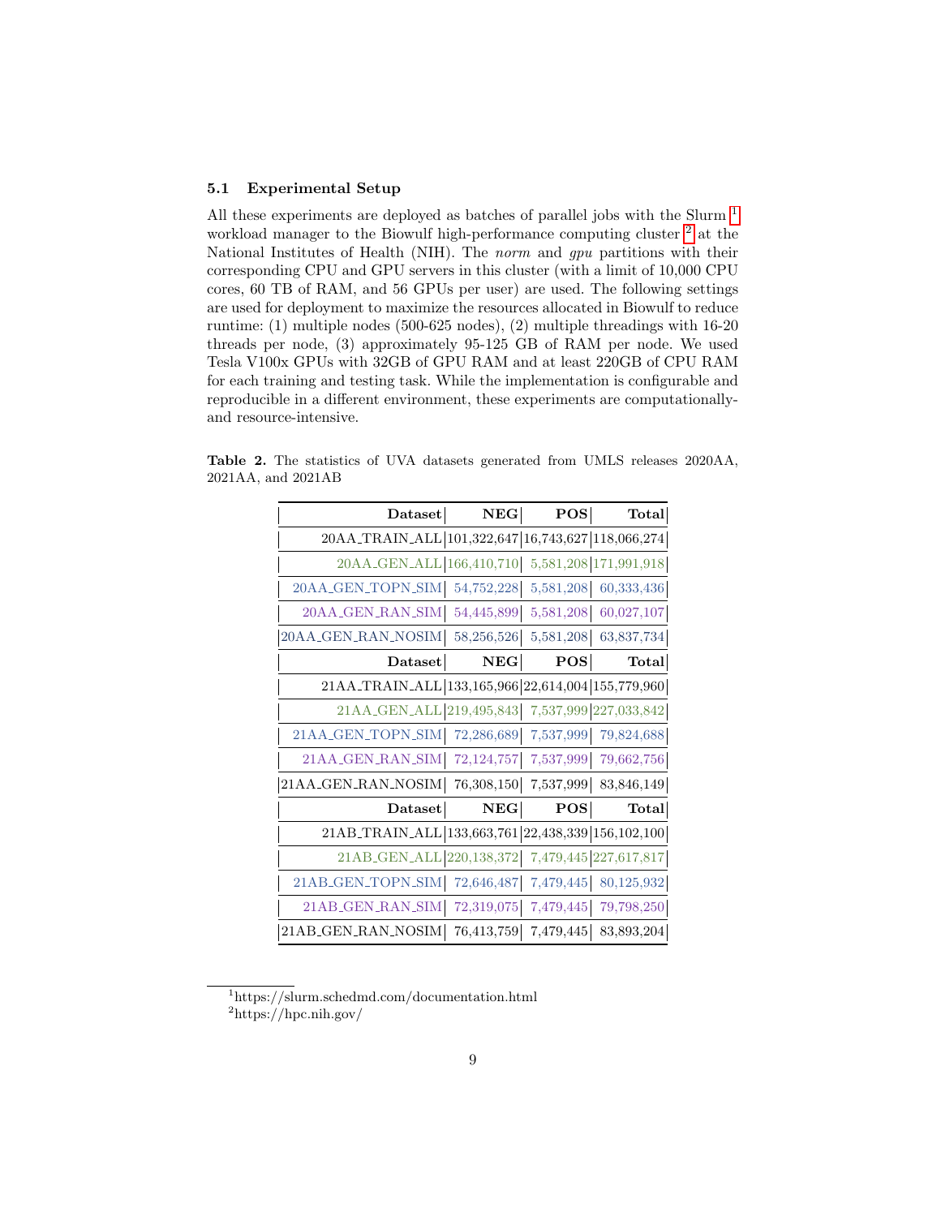### 5.1 Experimental Setup

All these experiments are deployed as batches of parallel jobs with the Slurm [1] workload manager to the Biowulf high-performance computing cluster [2] at the National Institutes of Health (NIH). The *norm* and *gpu* partitions with their corresponding CPU and GPU servers in this cluster (with a limit of 10,000 CPU cores, 60 TB of RAM, and 56 GPUs per user) are used. The following settings are used for deployment to maximize the resources allocated in Biowulf to reduce runtime: (1) multiple nodes (500-625 nodes), (2) multiple threadings with 16-20 threads per node, (3) approximately 95-125 GB of RAM per node. We used Tesla V100x GPUs with 32GB of GPU RAM and at least 220GB of CPU RAM for each training and testing task. While the implementation is configurable and reproducible in a different environment, these experiments are computationally- and resource-intensive.

**Table 2.** The statistics of UVA datasets generated from UMLS releases 2020AA, 2021AA, and 2021AB

| Dataset | NEG | POS | Total |
|---:|---:|---:|---:|
| 20AA_TRAIN_ALL | 101,322,647 | 16,743,627 | 118,066,274 |
| 20AA_GEN_ALL | 166,410,710 | 5,581,208 | 171,991,918 |
| 20AA_GEN_TOPN_SIM | 54,752,228 | 5,581,208 | 60,333,436 |
| 20AA_GEN_RAN_SIM | 54,445,899 | 5,581,208 | 60,027,107 |
| 20AA_GEN_RAN_NOSIM | 58,256,526 | 5,581,208 | 63,837,734 |
| **Dataset** | **NEG** | **POS** | **Total** |
| 21AA_TRAIN_ALL | 133,165,966 | 22,614,004 | 155,779,960 |
| 21AA_GEN_ALL | 219,495,843 | 7,537,999 | 227,033,842 |
| 21AA_GEN_TOPN_SIM | 72,286,689 | 7,537,999 | 79,824,688 |
| 21AA_GEN_RAN_SIM | 72,124,757 | 7,537,999 | 79,662,756 |
| 21AA_GEN_RAN_NOSIM | 76,308,150 | 7,537,999 | 83,846,149 |
| **Dataset** | **NEG** | **POS** | **Total** |
| 21AB_TRAIN_ALL | 133,663,761 | 22,438,339 | 156,102,100 |
| 21AB_GEN_ALL | 220,138,372 | 7,479,445 | 227,617,817 |
| 21AB_GEN_TOPN_SIM | 72,646,487 | 7,479,445 | 80,125,932 |
| 21AB_GEN_RAN_SIM | 72,319,075 | 7,479,445 | 79,798,250 |
| 21AB_GEN_RAN_NOSIM | 76,413,759 | 7,479,445 | 83,893,204 |

[1] https://slurm.schedmd.com/documentation.html

[2] https://hpc.nih.gov/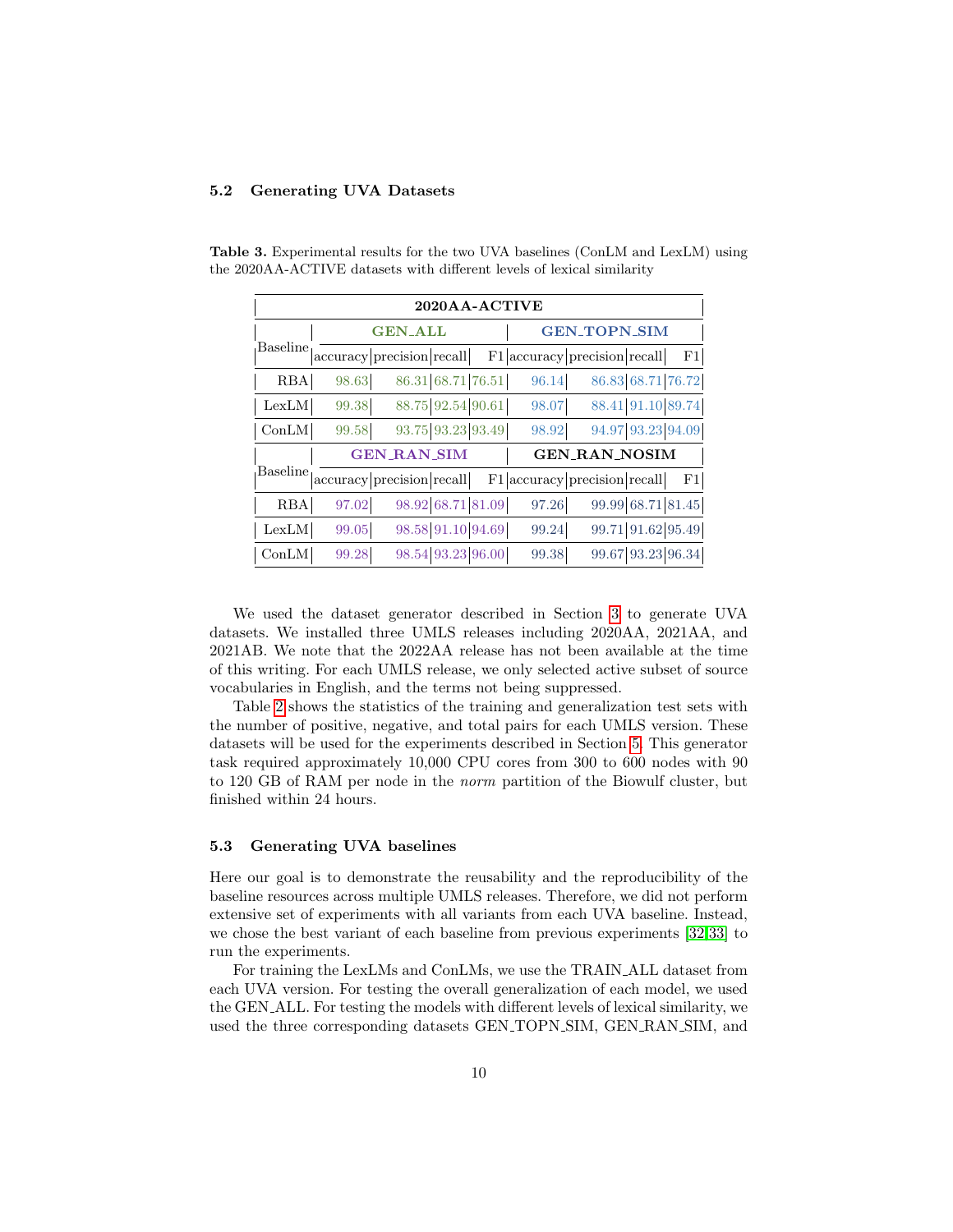### 5.2 Generating UVA Datasets

**Table 3.** Experimental results for the two UVA baselines (ConLM and LexLM) using the 2020AA-ACTIVE datasets with different levels of lexical similarity

| **2020AA-ACTIVE** | | | | | | | | |
|---|---|---|---|---|---|---|---|---|
| | **GEN_ALL** | | | | **GEN_TOPN_SIM** | | | |
| Baseline | accuracy | precision | recall | F1 | accuracy | precision | recall | F1 |
| RBA | 98.63 | 86.31 | 68.71 | 76.51 | 96.14 | 86.83 | 68.71 | 76.72 |
| LexLM | 99.38 | 88.75 | 92.54 | 90.61 | 98.07 | 88.41 | 91.10 | 89.74 |
| ConLM | 99.58 | 93.75 | 93.23 | 93.49 | 98.92 | 94.97 | 93.23 | 94.09 |
| | **GEN_RAN_SIM** | | | | **GEN_RAN_NOSIM** | | | |
| Baseline | accuracy | precision | recall | F1 | accuracy | precision | recall | F1 |
| RBA | 97.02 | 98.92 | 68.71 | 81.09 | 97.26 | 99.99 | 68.71 | 81.45 |
| LexLM | 99.05 | 98.58 | 91.10 | 94.69 | 99.24 | 99.71 | 91.62 | 95.49 |
| ConLM | 99.28 | 98.54 | 93.23 | 96.00 | 99.38 | 99.67 | 93.23 | 96.34 |

We used the dataset generator described in Section 3 to generate UVA datasets. We installed three UMLS releases including 2020AA, 2021AA, and 2021AB. We note that the 2022AA release has not been available at the time of this writing. For each UMLS release, we only selected active subset of source vocabularies in English, and the terms not being suppressed.

Table 2 shows the statistics of the training and generalization test sets with the number of positive, negative, and total pairs for each UMLS version. These datasets will be used for the experiments described in Section 5. This generator task required approximately 10,000 CPU cores from 300 to 600 nodes with 90 to 120 GB of RAM per node in the *norm* partition of the Biowulf cluster, but finished within 24 hours.

### 5.3 Generating UVA baselines

Here our goal is to demonstrate the reusability and the reproducibility of the baseline resources across multiple UMLS releases. Therefore, we did not perform extensive set of experiments with all variants from each UVA baseline. Instead, we chose the best variant of each baseline from previous experiments [32,33] to run the experiments.

For training the LexLMs and ConLMs, we use the TRAIN_ALL dataset from each UVA version. For testing the overall generalization of each model, we used the GEN_ALL. For testing the models with different levels of lexical similarity, we used the three corresponding datasets GEN_TOPN_SIM, GEN_RAN_SIM, and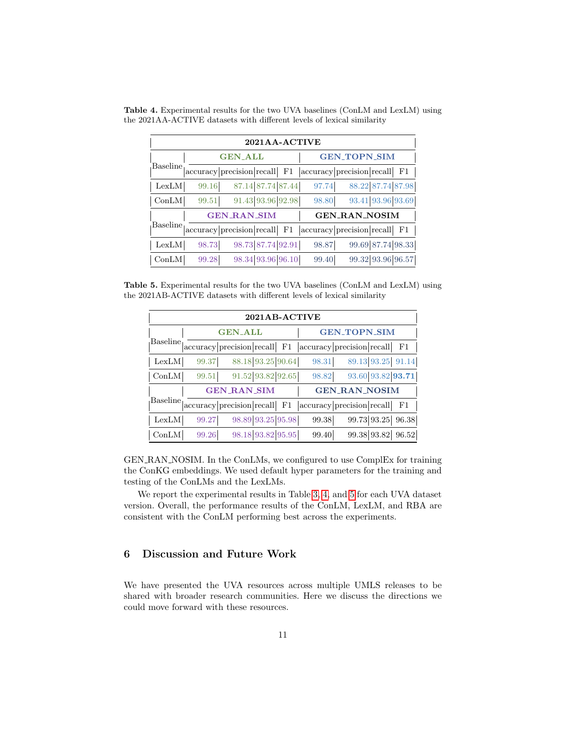**Table 4.** Experimental results for the two UVA baselines (ConLM and LexLM) using the 2021AA-ACTIVE datasets with different levels of lexical similarity

| 2021AA-ACTIVE | | | | | | | | |
|---|---|---|---|---|---|---|---|---|
| Baseline | **GEN_ALL** | | | | **GEN_TOPN_SIM** | | | |
| | accuracy | precision | recall | F1 | accuracy | precision | recall | F1 |
| LexLM | 99.16 | 87.14 | 87.74 | 87.44 | 97.74 | 88.22 | 87.74 | 87.98 |
| ConLM | 99.51 | 91.43 | 93.96 | 92.98 | 98.80 | 93.41 | 93.96 | 93.69 |
| Baseline | **GEN_RAN_SIM** | | | | **GEN_RAN_NOSIM** | | | |
| | accuracy | precision | recall | F1 | accuracy | precision | recall | F1 |
| LexLM | 98.73 | 98.73 | 87.74 | 92.91 | 98.87 | 99.69 | 87.74 | 98.33 |
| ConLM | 99.28 | 98.34 | 93.96 | 96.10 | 99.40 | 99.32 | 93.96 | 96.57 |

**Table 5.** Experimental results for the two UVA baselines (ConLM and LexLM) using the 2021AB-ACTIVE datasets with different levels of lexical similarity

| 2021AB-ACTIVE | | | | | | | | |
|---|---|---|---|---|---|---|---|---|
| Baseline | **GEN_ALL** | | | | **GEN_TOPN_SIM** | | | |
| | accuracy | precision | recall | F1 | accuracy | precision | recall | F1 |
| LexLM | 99.37 | 88.18 | 93.25 | 90.64 | 98.31 | 89.13 | 93.25 | 91.14 |
| ConLM | 99.51 | 91.52 | 93.82 | 92.65 | 98.82 | 93.60 | 93.82 | **93.71** |
| Baseline | **GEN_RAN_SIM** | | | | **GEN_RAN_NOSIM** | | | |
| | accuracy | precision | recall | F1 | accuracy | precision | recall | F1 |
| LexLM | 99.27 | 98.89 | 93.25 | 95.98 | 99.38 | 99.73 | 93.25 | 96.38 |
| ConLM | 99.26 | 98.18 | 93.82 | 95.95 | 99.40 | 99.38 | 93.82 | 96.52 |

GEN_RAN_NOSIM. In the ConLMs, we configured to use ComplEx for training the ConKG embeddings. We used default hyper parameters for the training and testing of the ConLMs and the LexLMs.

We report the experimental results in Table 3, 4, and 5 for each UVA dataset version. Overall, the performance results of the ConLM, LexLM, and RBA are consistent with the ConLM performing best across the experiments.

## 6 Discussion and Future Work

We have presented the UVA resources across multiple UMLS releases to be shared with broader research communities. Here we discuss the directions we could move forward with these resources.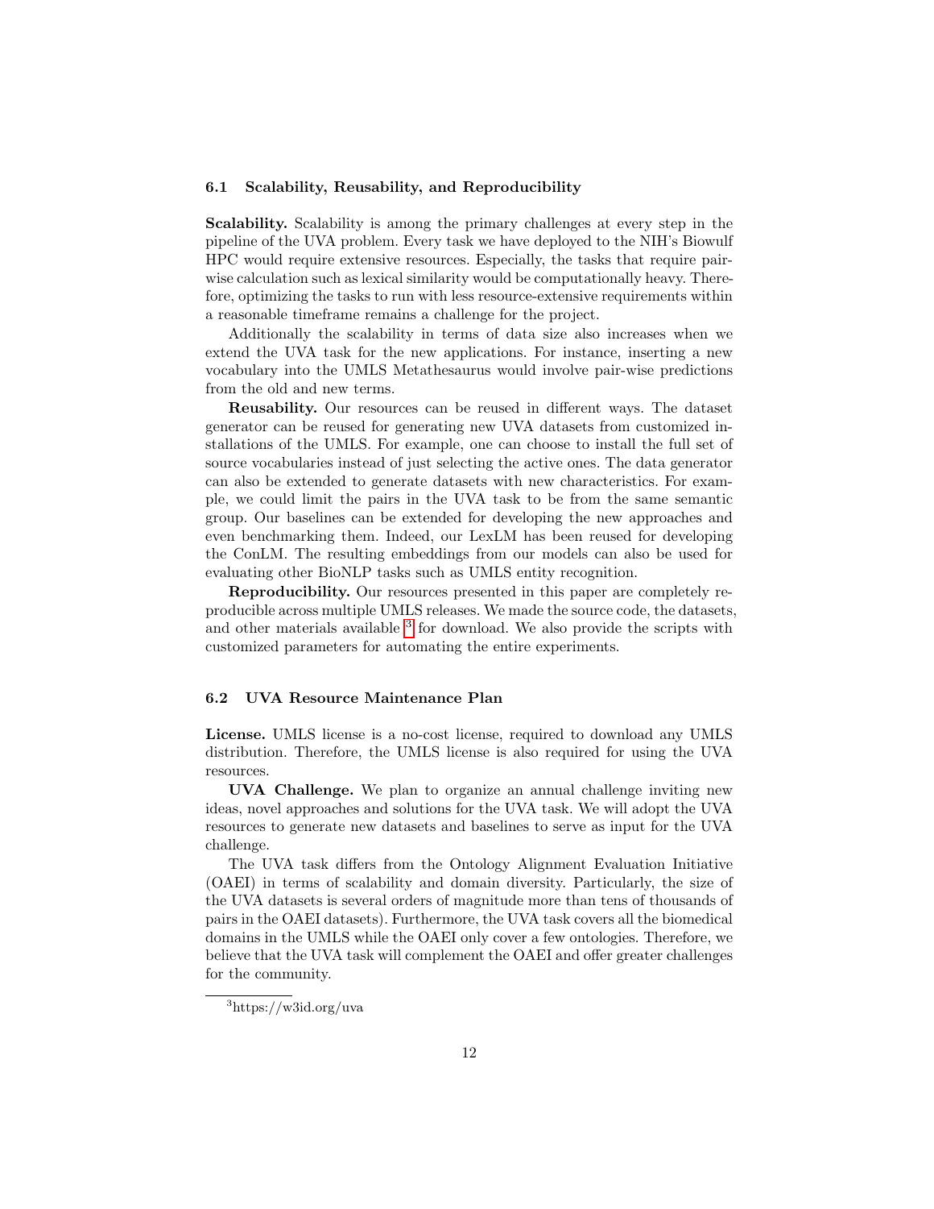### 6.1 Scalability, Reusability, and Reproducibility

**Scalability.** Scalability is among the primary challenges at every step in the pipeline of the UVA problem. Every task we have deployed to the NIH's Biowulf HPC would require extensive resources. Especially, the tasks that require pair-wise calculation such as lexical similarity would be computationally heavy. Therefore, optimizing the tasks to run with less resource-extensive requirements within a reasonable timeframe remains a challenge for the project.

Additionally the scalability in terms of data size also increases when we extend the UVA task for the new applications. For instance, inserting a new vocabulary into the UMLS Metathesaurus would involve pair-wise predictions from the old and new terms.

**Reusability.** Our resources can be reused in different ways. The dataset generator can be reused for generating new UVA datasets from customized installations of the UMLS. For example, one can choose to install the full set of source vocabularies instead of just selecting the active ones. The data generator can also be extended to generate datasets with new characteristics. For example, we could limit the pairs in the UVA task to be from the same semantic group. Our baselines can be extended for developing the new approaches and even benchmarking them. Indeed, our LexLM has been reused for developing the ConLM. The resulting embeddings from our models can also be used for evaluating other BioNLP tasks such as UMLS entity recognition.

**Reproducibility.** Our resources presented in this paper are completely reproducible across multiple UMLS releases. We made the source code, the datasets, and other materials available [3] for download. We also provide the scripts with customized parameters for automating the entire experiments.

### 6.2 UVA Resource Maintenance Plan

**License.** UMLS license is a no-cost license, required to download any UMLS distribution. Therefore, the UMLS license is also required for using the UVA resources.

**UVA Challenge.** We plan to organize an annual challenge inviting new ideas, novel approaches and solutions for the UVA task. We will adopt the UVA resources to generate new datasets and baselines to serve as input for the UVA challenge.

The UVA task differs from the Ontology Alignment Evaluation Initiative (OAEI) in terms of scalability and domain diversity. Particularly, the size of the UVA datasets is several orders of magnitude more than tens of thousands of pairs in the OAEI datasets). Furthermore, the UVA task covers all the biomedical domains in the UMLS while the OAEI only cover a few ontologies. Therefore, we believe that the UVA task will complement the OAEI and offer greater challenges for the community.

[3] https://w3id.org/uva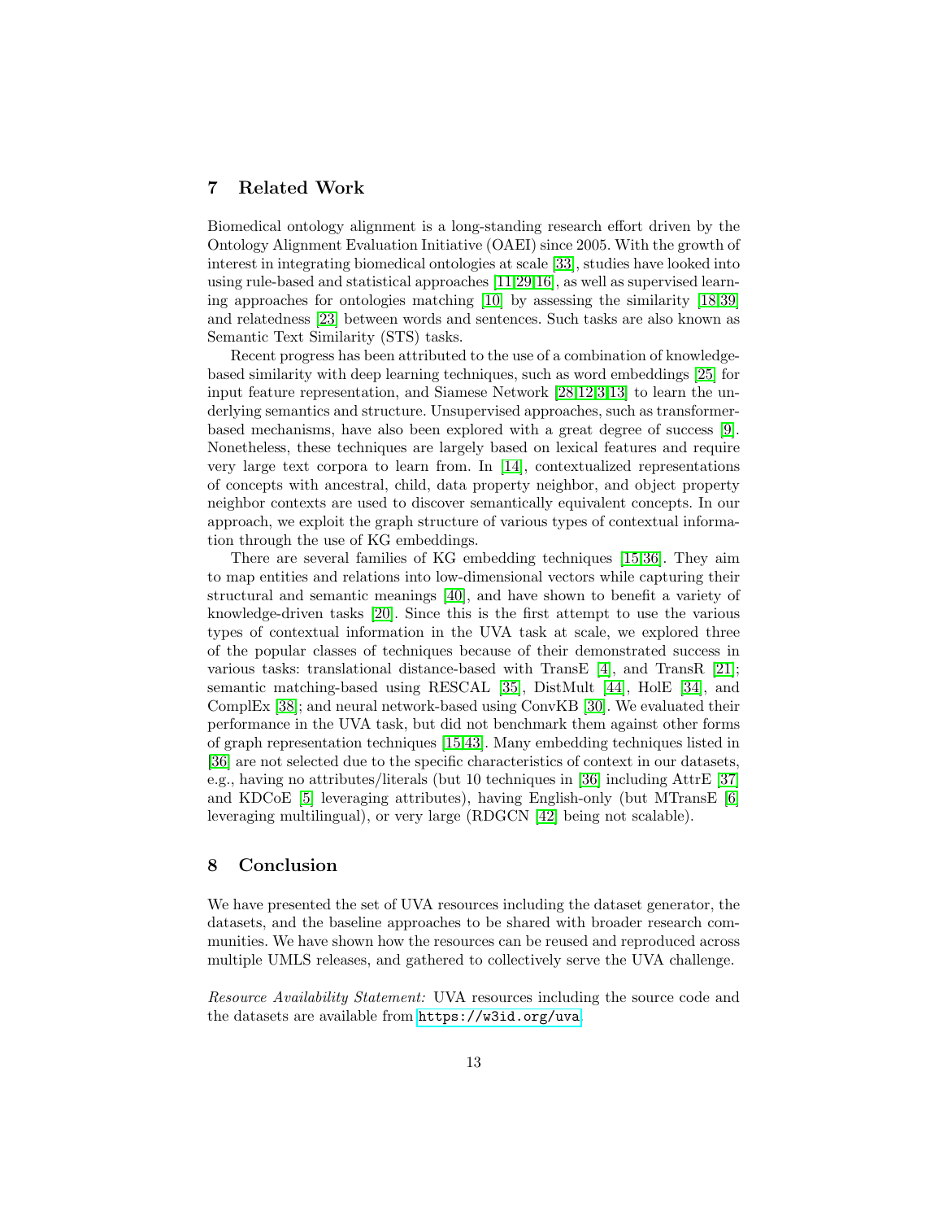## 7 Related Work

Biomedical ontology alignment is a long-standing research effort driven by the Ontology Alignment Evaluation Initiative (OAEI) since 2005. With the growth of interest in integrating biomedical ontologies at scale [33], studies have looked into using rule-based and statistical approaches [11,29,16], as well as supervised learning approaches for ontologies matching [10] by assessing the similarity [18,39] and relatedness [23] between words and sentences. Such tasks are also known as Semantic Text Similarity (STS) tasks.

Recent progress has been attributed to the use of a combination of knowledge-based similarity with deep learning techniques, such as word embeddings [25] for input feature representation, and Siamese Network [28,12,3,13] to learn the underlying semantics and structure. Unsupervised approaches, such as transformer-based mechanisms, have also been explored with a great degree of success [9]. Nonetheless, these techniques are largely based on lexical features and require very large text corpora to learn from. In [14], contextualized representations of concepts with ancestral, child, data property neighbor, and object property neighbor contexts are used to discover semantically equivalent concepts. In our approach, we exploit the graph structure of various types of contextual information through the use of KG embeddings.

There are several families of KG embedding techniques [15,36]. They aim to map entities and relations into low-dimensional vectors while capturing their structural and semantic meanings [40], and have shown to benefit a variety of knowledge-driven tasks [20]. Since this is the first attempt to use the various types of contextual information in the UVA task at scale, we explored three of the popular classes of techniques because of their demonstrated success in various tasks: translational distance-based with TransE [4], and TransR [21]; semantic matching-based using RESCAL [35], DistMult [44], HolE [34], and ComplEx [38]; and neural network-based using ConvKB [30]. We evaluated their performance in the UVA task, but did not benchmark them against other forms of graph representation techniques [15,43]. Many embedding techniques listed in [36] are not selected due to the specific characteristics of context in our datasets, e.g., having no attributes/literals (but 10 techniques in [36] including AttrE [37] and KDCoE [5] leveraging attributes), having English-only (but MTransE [6] leveraging multilingual), or very large (RDGCN [42] being not scalable).

## 8 Conclusion

We have presented the set of UVA resources including the dataset generator, the datasets, and the baseline approaches to be shared with broader research communities. We have shown how the resources can be reused and reproduced across multiple UMLS releases, and gathered to collectively serve the UVA challenge.

*Resource Availability Statement:* UVA resources including the source code and the datasets are available from https://w3id.org/uva.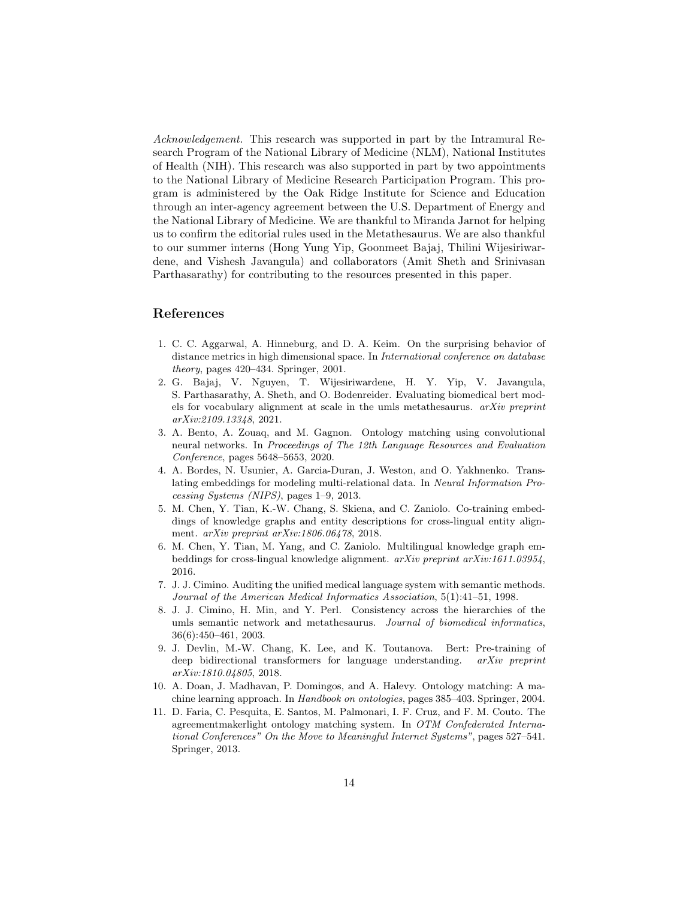*Acknowledgement.* This research was supported in part by the Intramural Research Program of the National Library of Medicine (NLM), National Institutes of Health (NIH). This research was also supported in part by two appointments to the National Library of Medicine Research Participation Program. This program is administered by the Oak Ridge Institute for Science and Education through an inter-agency agreement between the U.S. Department of Energy and the National Library of Medicine. We are thankful to Miranda Jarnot for helping us to confirm the editorial rules used in the Metathesaurus. We are also thankful to our summer interns (Hong Yung Yip, Goonmeet Bajaj, Thilini Wijesiriwardene, and Vishesh Javangula) and collaborators (Amit Sheth and Srinivasan Parthasarathy) for contributing to the resources presented in this paper.

## References

1. C. C. Aggarwal, A. Hinneburg, and D. A. Keim. On the surprising behavior of distance metrics in high dimensional space. In *International conference on database theory*, pages 420–434. Springer, 2001.
2. G. Bajaj, V. Nguyen, T. Wijesiriwardene, H. Y. Yip, V. Javangula, S. Parthasarathy, A. Sheth, and O. Bodenreider. Evaluating biomedical bert models for vocabulary alignment at scale in the umls metathesaurus. *arXiv preprint arXiv:2109.13348*, 2021.
3. A. Bento, A. Zouaq, and M. Gagnon. Ontology matching using convolutional neural networks. In *Proceedings of The 12th Language Resources and Evaluation Conference*, pages 5648–5653, 2020.
4. A. Bordes, N. Usunier, A. Garcia-Duran, J. Weston, and O. Yakhnenko. Translating embeddings for modeling multi-relational data. In *Neural Information Processing Systems (NIPS)*, pages 1–9, 2013.
5. M. Chen, Y. Tian, K.-W. Chang, S. Skiena, and C. Zaniolo. Co-training embeddings of knowledge graphs and entity descriptions for cross-lingual entity alignment. *arXiv preprint arXiv:1806.06478*, 2018.
6. M. Chen, Y. Tian, M. Yang, and C. Zaniolo. Multilingual knowledge graph embeddings for cross-lingual knowledge alignment. *arXiv preprint arXiv:1611.03954*, 2016.
7. J. J. Cimino. Auditing the unified medical language system with semantic methods. *Journal of the American Medical Informatics Association*, 5(1):41–51, 1998.
8. J. J. Cimino, H. Min, and Y. Perl. Consistency across the hierarchies of the umls semantic network and metathesaurus. *Journal of biomedical informatics*, 36(6):450–461, 2003.
9. J. Devlin, M.-W. Chang, K. Lee, and K. Toutanova. Bert: Pre-training of deep bidirectional transformers for language understanding. *arXiv preprint arXiv:1810.04805*, 2018.
10. A. Doan, J. Madhavan, P. Domingos, and A. Halevy. Ontology matching: A machine learning approach. In *Handbook on ontologies*, pages 385–403. Springer, 2004.
11. D. Faria, C. Pesquita, E. Santos, M. Palmonari, I. F. Cruz, and F. M. Couto. The agreementmakerlight ontology matching system. In *OTM Confederated International Conferences" On the Move to Meaningful Internet Systems"*, pages 527–541. Springer, 2013.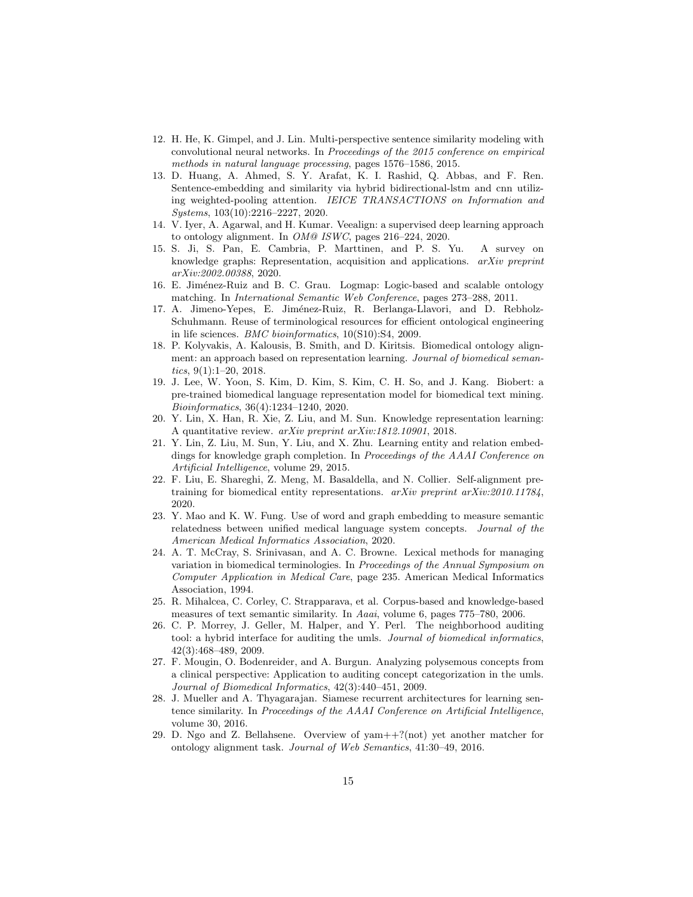12. H. He, K. Gimpel, and J. Lin. Multi-perspective sentence similarity modeling with convolutional neural networks. In *Proceedings of the 2015 conference on empirical methods in natural language processing*, pages 1576–1586, 2015.
13. D. Huang, A. Ahmed, S. Y. Arafat, K. I. Rashid, Q. Abbas, and F. Ren. Sentence-embedding and similarity via hybrid bidirectional-lstm and cnn utilizing weighted-pooling attention. *IEICE TRANSACTIONS on Information and Systems*, 103(10):2216–2227, 2020.
14. V. Iyer, A. Agarwal, and H. Kumar. Veealign: a supervised deep learning approach to ontology alignment. In *OM@ ISWC*, pages 216–224, 2020.
15. S. Ji, S. Pan, E. Cambria, P. Marttinen, and P. S. Yu. A survey on knowledge graphs: Representation, acquisition and applications. *arXiv preprint arXiv:2002.00388*, 2020.
16. E. Jiménez-Ruiz and B. C. Grau. Logmap: Logic-based and scalable ontology matching. In *International Semantic Web Conference*, pages 273–288, 2011.
17. A. Jimeno-Yepes, E. Jiménez-Ruiz, R. Berlanga-Llavori, and D. Rebholz-Schuhmann. Reuse of terminological resources for efficient ontological engineering in life sciences. *BMC bioinformatics*, 10(S10):S4, 2009.
18. P. Kolyvakis, A. Kalousis, B. Smith, and D. Kiritsis. Biomedical ontology alignment: an approach based on representation learning. *Journal of biomedical semantics*, 9(1):1–20, 2018.
19. J. Lee, W. Yoon, S. Kim, D. Kim, S. Kim, C. H. So, and J. Kang. Biobert: a pre-trained biomedical language representation model for biomedical text mining. *Bioinformatics*, 36(4):1234–1240, 2020.
20. Y. Lin, X. Han, R. Xie, Z. Liu, and M. Sun. Knowledge representation learning: A quantitative review. *arXiv preprint arXiv:1812.10901*, 2018.
21. Y. Lin, Z. Liu, M. Sun, Y. Liu, and X. Zhu. Learning entity and relation embeddings for knowledge graph completion. In *Proceedings of the AAAI Conference on Artificial Intelligence*, volume 29, 2015.
22. F. Liu, E. Shareghi, Z. Meng, M. Basaldella, and N. Collier. Self-alignment pretraining for biomedical entity representations. *arXiv preprint arXiv:2010.11784*, 2020.
23. Y. Mao and K. W. Fung. Use of word and graph embedding to measure semantic relatedness between unified medical language system concepts. *Journal of the American Medical Informatics Association*, 2020.
24. A. T. McCray, S. Srinivasan, and A. C. Browne. Lexical methods for managing variation in biomedical terminologies. In *Proceedings of the Annual Symposium on Computer Application in Medical Care*, page 235. American Medical Informatics Association, 1994.
25. R. Mihalcea, C. Corley, C. Strapparava, et al. Corpus-based and knowledge-based measures of text semantic similarity. In *Aaai*, volume 6, pages 775–780, 2006.
26. C. P. Morrey, J. Geller, M. Halper, and Y. Perl. The neighborhood auditing tool: a hybrid interface for auditing the umls. *Journal of biomedical informatics*, 42(3):468–489, 2009.
27. F. Mougin, O. Bodenreider, and A. Burgun. Analyzing polysemous concepts from a clinical perspective: Application to auditing concept categorization in the umls. *Journal of Biomedical Informatics*, 42(3):440–451, 2009.
28. J. Mueller and A. Thyagarajan. Siamese recurrent architectures for learning sentence similarity. In *Proceedings of the AAAI Conference on Artificial Intelligence*, volume 30, 2016.
29. D. Ngo and Z. Bellahsene. Overview of yam++?(not) yet another matcher for ontology alignment task. *Journal of Web Semantics*, 41:30–49, 2016.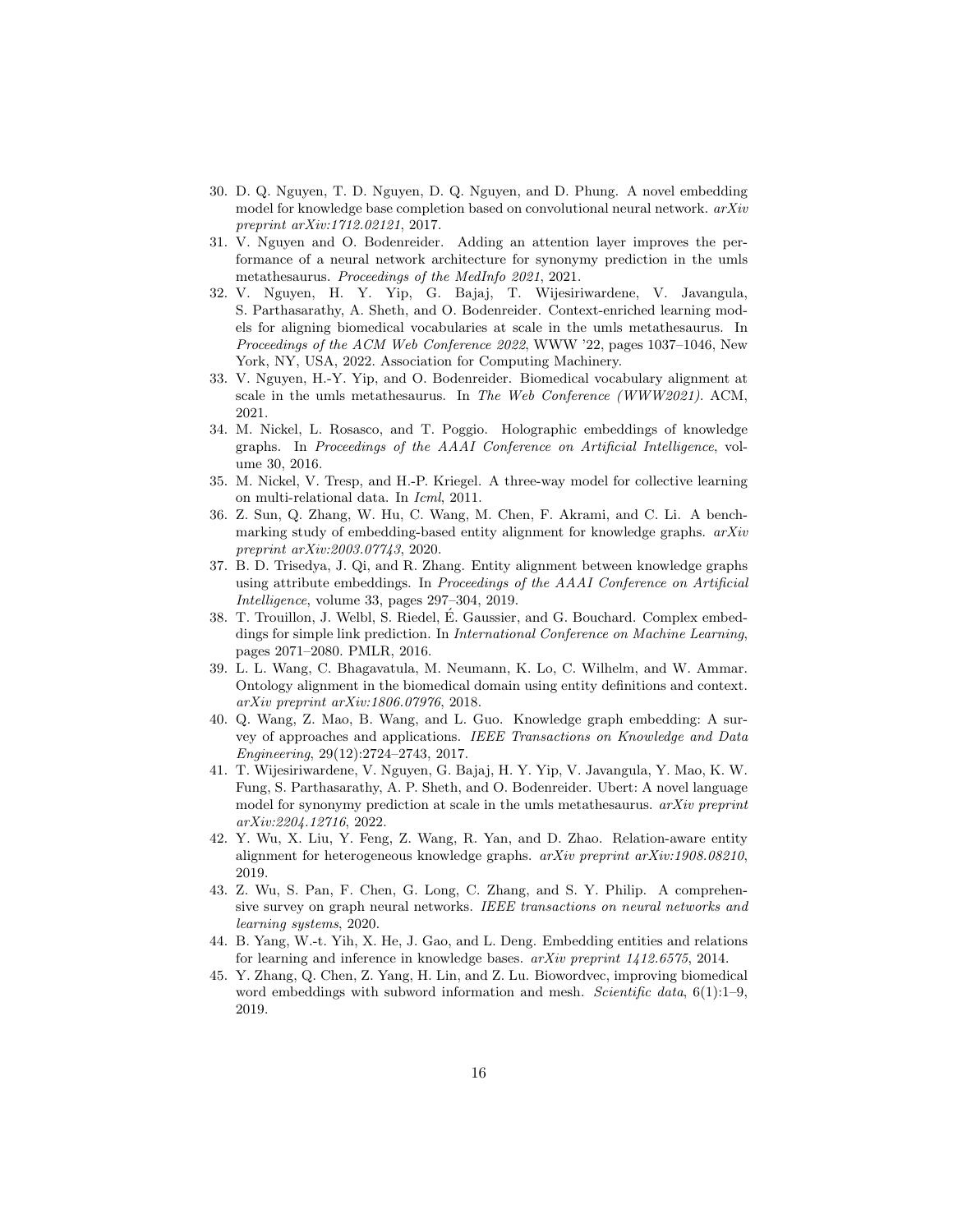30. D. Q. Nguyen, T. D. Nguyen, D. Q. Nguyen, and D. Phung. A novel embedding model for knowledge base completion based on convolutional neural network. *arXiv preprint arXiv:1712.02121*, 2017.
31. V. Nguyen and O. Bodenreider. Adding an attention layer improves the performance of a neural network architecture for synonymy prediction in the umls metathesaurus. *Proceedings of the MedInfo 2021*, 2021.
32. V. Nguyen, H. Y. Yip, G. Bajaj, T. Wijesiriwardene, V. Javangula, S. Parthasarathy, A. Sheth, and O. Bodenreider. Context-enriched learning models for aligning biomedical vocabularies at scale in the umls metathesaurus. In *Proceedings of the ACM Web Conference 2022*, WWW '22, pages 1037–1046, New York, NY, USA, 2022. Association for Computing Machinery.
33. V. Nguyen, H.-Y. Yip, and O. Bodenreider. Biomedical vocabulary alignment at scale in the umls metathesaurus. In *The Web Conference (WWW2021)*. ACM, 2021.
34. M. Nickel, L. Rosasco, and T. Poggio. Holographic embeddings of knowledge graphs. In *Proceedings of the AAAI Conference on Artificial Intelligence*, volume 30, 2016.
35. M. Nickel, V. Tresp, and H.-P. Kriegel. A three-way model for collective learning on multi-relational data. In *Icml*, 2011.
36. Z. Sun, Q. Zhang, W. Hu, C. Wang, M. Chen, F. Akrami, and C. Li. A benchmarking study of embedding-based entity alignment for knowledge graphs. *arXiv preprint arXiv:2003.07743*, 2020.
37. B. D. Trisedya, J. Qi, and R. Zhang. Entity alignment between knowledge graphs using attribute embeddings. In *Proceedings of the AAAI Conference on Artificial Intelligence*, volume 33, pages 297–304, 2019.
38. T. Trouillon, J. Welbl, S. Riedel, É. Gaussier, and G. Bouchard. Complex embeddings for simple link prediction. In *International Conference on Machine Learning*, pages 2071–2080. PMLR, 2016.
39. L. L. Wang, C. Bhagavatula, M. Neumann, K. Lo, C. Wilhelm, and W. Ammar. Ontology alignment in the biomedical domain using entity definitions and context. *arXiv preprint arXiv:1806.07976*, 2018.
40. Q. Wang, Z. Mao, B. Wang, and L. Guo. Knowledge graph embedding: A survey of approaches and applications. *IEEE Transactions on Knowledge and Data Engineering*, 29(12):2724–2743, 2017.
41. T. Wijesiriwardene, V. Nguyen, G. Bajaj, H. Y. Yip, V. Javangula, Y. Mao, K. W. Fung, S. Parthasarathy, A. P. Sheth, and O. Bodenreider. Ubert: A novel language model for synonymy prediction at scale in the umls metathesaurus. *arXiv preprint arXiv:2204.12716*, 2022.
42. Y. Wu, X. Liu, Y. Feng, Z. Wang, R. Yan, and D. Zhao. Relation-aware entity alignment for heterogeneous knowledge graphs. *arXiv preprint arXiv:1908.08210*, 2019.
43. Z. Wu, S. Pan, F. Chen, G. Long, C. Zhang, and S. Y. Philip. A comprehensive survey on graph neural networks. *IEEE transactions on neural networks and learning systems*, 2020.
44. B. Yang, W.-t. Yih, X. He, J. Gao, and L. Deng. Embedding entities and relations for learning and inference in knowledge bases. *arXiv preprint 1412.6575*, 2014.
45. Y. Zhang, Q. Chen, Z. Yang, H. Lin, and Z. Lu. Biowordvec, improving biomedical word embeddings with subword information and mesh. *Scientific data*, 6(1):1–9, 2019.